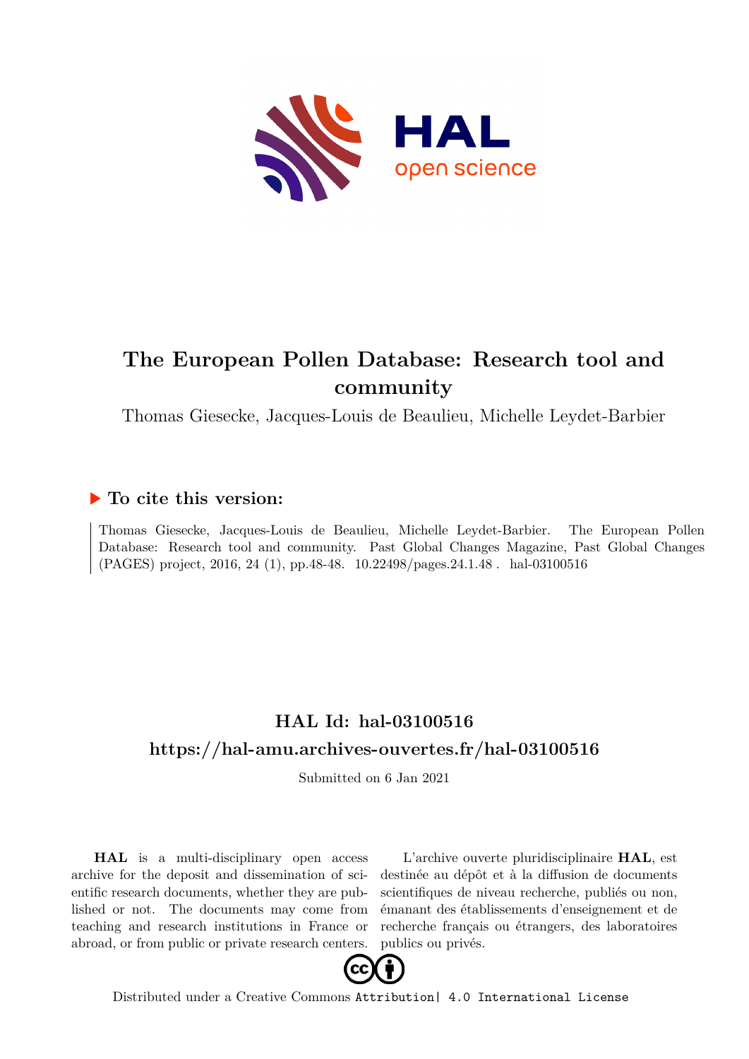# The European Pollen Database: Research tool and community

Thomas Giesecke, Jacques-Louis de Beaulieu, Michelle Leydet-Barbier

## ▶ To cite this version:

Thomas Giesecke, Jacques-Louis de Beaulieu, Michelle Leydet-Barbier. The European Pollen Database: Research tool and community. Past Global Changes Magazine, Past Global Changes (PAGES) project, 2016, 24 (1), pp.48-48. 10.22498/pages.24.1.48 . hal-03100516

## HAL Id: hal-03100516

## https://hal-amu.archives-ouvertes.fr/hal-03100516

Submitted on 6 Jan 2021

**HAL** is a multi-disciplinary open access archive for the deposit and dissemination of scientific research documents, whether they are published or not. The documents may come from teaching and research institutions in France or abroad, or from public or private research centers.

L'archive ouverte pluridisciplinaire **HAL**, est destinée au dépôt et à la diffusion de documents scientifiques de niveau recherche, publiés ou non, émanant des établissements d'enseignement et de recherche français ou étrangers, des laboratoires publics ou privés.

Distributed under a Creative Commons Attribution| 4.0 International License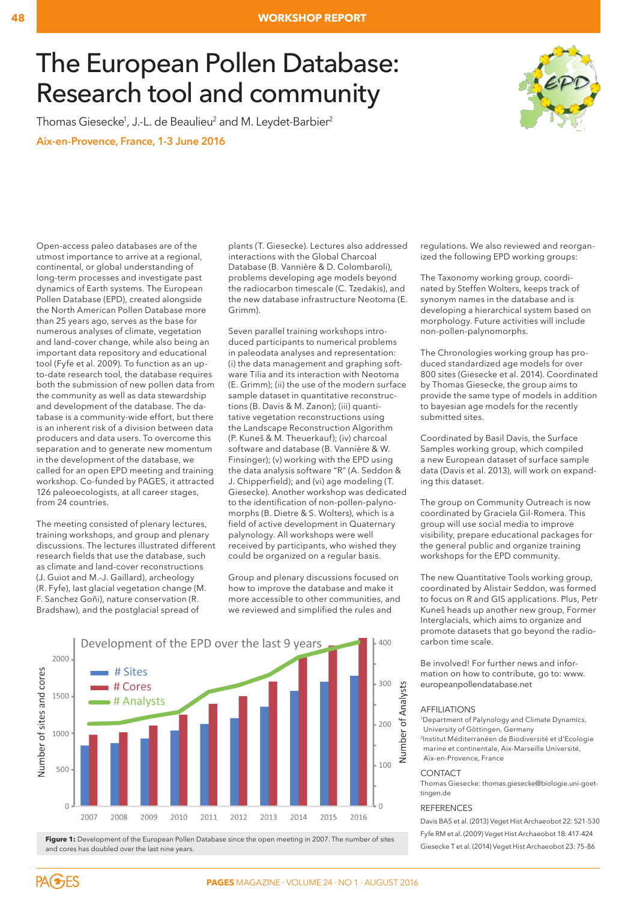# The European Pollen Database: Research tool and community

Thomas Giesecke[1], J.-L. de Beaulieu[2] and M. Leydet-Barbier[2]

**Aix-en-Provence, France, 1-3 June 2016**

Open-access paleo databases are of the utmost importance to arrive at a regional, continental, or global understanding of long-term processes and investigate past dynamics of Earth systems. The European Pollen Database (EPD), created alongside the North American Pollen Database more than 25 years ago, serves as the base for numerous analyses of climate, vegetation and land-cover change, while also being an important data repository and educational tool (Fyfe et al. 2009). To function as an up-to-date research tool, the database requires both the submission of new pollen data from the community as well as data stewardship and development of the database. The database is a community-wide effort, but there is an inherent risk of a division between data producers and data users. To overcome this separation and to generate new momentum in the development of the database, we called for an open EPD meeting and training workshop. Co-funded by PAGES, it attracted 126 paleoecologists, at all career stages, from 24 countries.

The meeting consisted of plenary lectures, training workshops, and group and plenary discussions. The lectures illustrated different research fields that use the database, such as climate and land-cover reconstructions (J. Guiot and M.-J. Gaillard), archeology (R. Fyfe), last glacial vegetation change (M. F. Sanchez Goñi), nature conservation (R. Bradshaw), and the postglacial spread of plants (T. Giesecke). Lectures also addressed interactions with the Global Charcoal Database (B. Vannière & D. Colombaroli), problems developing age models beyond the radiocarbon timescale (C. Tzedakis), and the new database infrastructure Neotoma (E. Grimm).

Seven parallel training workshops introduced participants to numerical problems in paleodata analyses and representation: (i) the data management and graphing software Tilia and its interaction with Neotoma (E. Grimm); (ii) the use of the modern surface sample dataset in quantitative reconstructions (B. Davis & M. Zanon); (iii) quantitative vegetation reconstructions using the Landscape Reconstruction Algorithm (P. Kuneš & M. Theuerkauf); (iv) charcoal software and database (B. Vannière & W. Finsinger); (v) working with the EPD using the data analysis software "R" (A. Seddon & J. Chipperfield); and (vi) age modeling (T. Giesecke). Another workshop was dedicated to the identification of non-pollen-palynomorphs (B. Dietre & S. Wolters), which is a field of active development in Quaternary palynology. All workshops were well received by participants, who wished they could be organized on a regular basis.

Group and plenary discussions focused on how to improve the database and make it more accessible to other communities, and we reviewed and simplified the rules and regulations. We also reviewed and reorganized the following EPD working groups:

The Taxonomy working group, coordinated by Steffen Wolters, keeps track of synonym names in the database and is developing a hierarchical system based on morphology. Future activities will include non-pollen-palynomorphs.

The Chronologies working group has produced standardized age models for over 800 sites (Giesecke et al. 2014). Coordinated by Thomas Giesecke, the group aims to provide the same type of models in addition to bayesian age models for the recently submitted sites.

Coordinated by Basil Davis, the Surface Samples working group, which compiled a new European dataset of surface sample data (Davis et al. 2013), will work on expanding this dataset.

The group on Community Outreach is now coordinated by Graciela Gil-Romera. This group will use social media to improve visibility, prepare educational packages for the general public and organize training workshops for the EPD community.

The new Quantitative Tools working group, coordinated by Alistair Seddon, was formed to focus on R and GIS applications. Plus, Petr Kuneš heads up another new group, Former Interglacials, which aims to organize and promote datasets that go beyond the radiocarbon time scale.

Be involved! For further news and information on how to contribute, go to: www.europeanpollendatabase.net

Development of the EPD over the last 9 years

# Sites
# Cores
# Analysts

Number of sites and cores: 0, 500, 1000, 1500, 2000

Number of Analysts: 0, 100, 200, 300, 400

2007 2008 2009 2010 2011 2012 2013 2014 2015 2016

**Figure 1:** Development of the European Pollen Database since the open meeting in 2007. The number of sites and cores has doubled over the last nine years.

## AFFILIATIONS

[1]Department of Palynology and Climate Dynamics, University of Göttingen, Germany

[2]Institut Méditerranéen de Biodiversité et d'Ecologie marine et continentale, Aix-Marseille Université, Aix-en-Provence, France

## CONTACT

Thomas Giesecke: thomas.giesecke@biologie.uni-goettingen.de

## REFERENCES

Davis BAS et al. (2013) Veget Hist Archaeobot 22: 521-530

Fyfe RM et al. (2009) Veget Hist Archaeobot 18: 417-424

Giesecke T et al. (2014) Veget Hist Archaeobot 23: 75-86